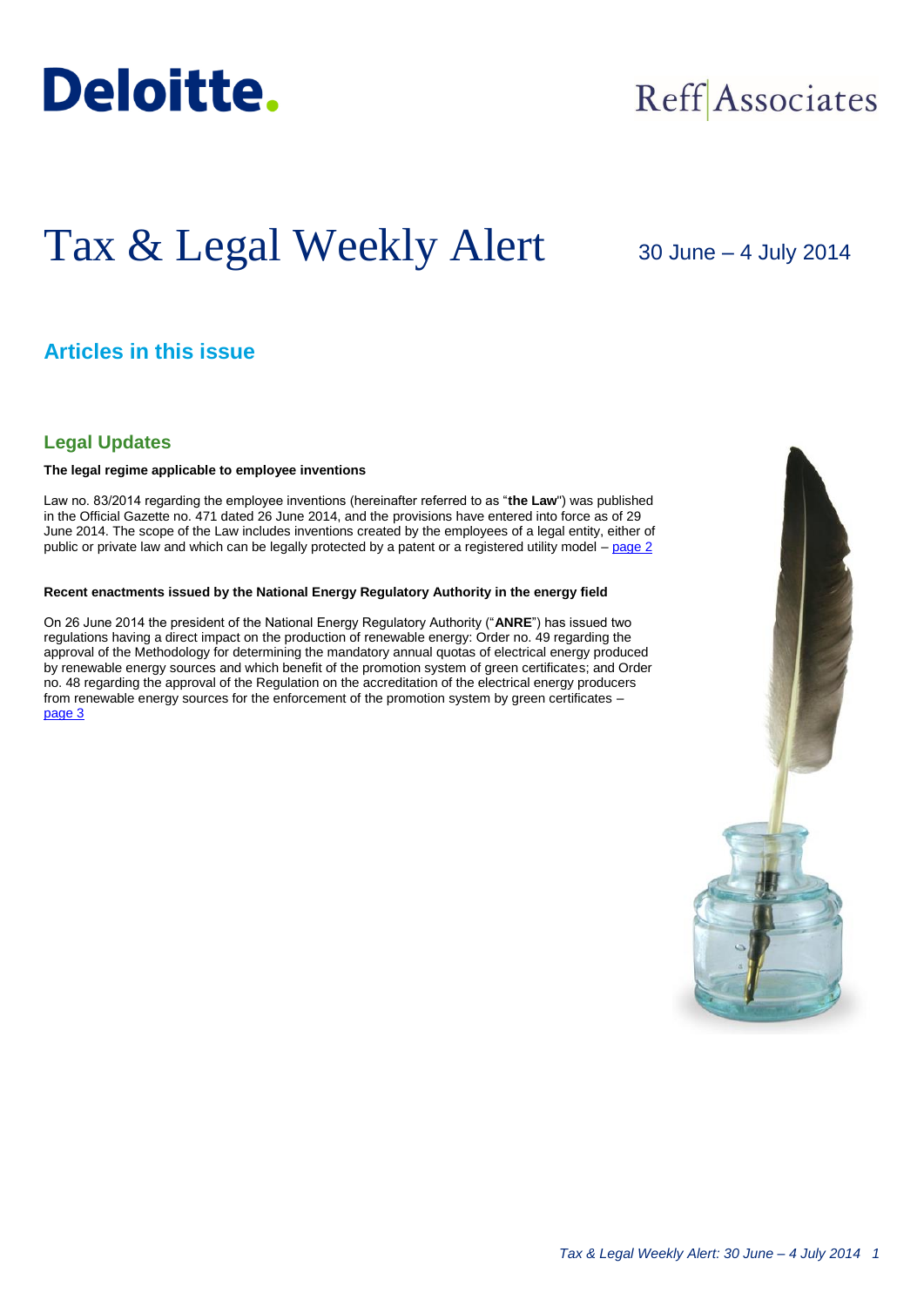Deloitte.

Reff Associates

# Tax & Legal Weekly Alert

30 June – 4 July 2014

## Articles in this issue

### Legal Updates

**The legal regime applicable to employee inventions**

Law no. 83/2014 regarding the employee inventions (hereinafter referred to as "**the Law**") was published in the Official Gazette no. 471 dated 26 June 2014, and the provisions have entered into force as of 29 June 2014. The scope of the Law includes inventions created by the employees of a legal entity, either of public or private law and which can be legally protected by a patent or a registered utility model – page 2

**Recent enactments issued by the National Energy Regulatory Authority in the energy field**

On 26 June 2014 the president of the National Energy Regulatory Authority ("**ANRE**") has issued two regulations having a direct impact on the production of renewable energy: Order no. 49 regarding the approval of the Methodology for determining the mandatory annual quotas of electrical energy produced by renewable energy sources and which benefit of the promotion system of green certificates; and Order no. 48 regarding the approval of the Regulation on the accreditation of the electrical energy producers from renewable energy sources for the enforcement of the promotion system by green certificates – page 3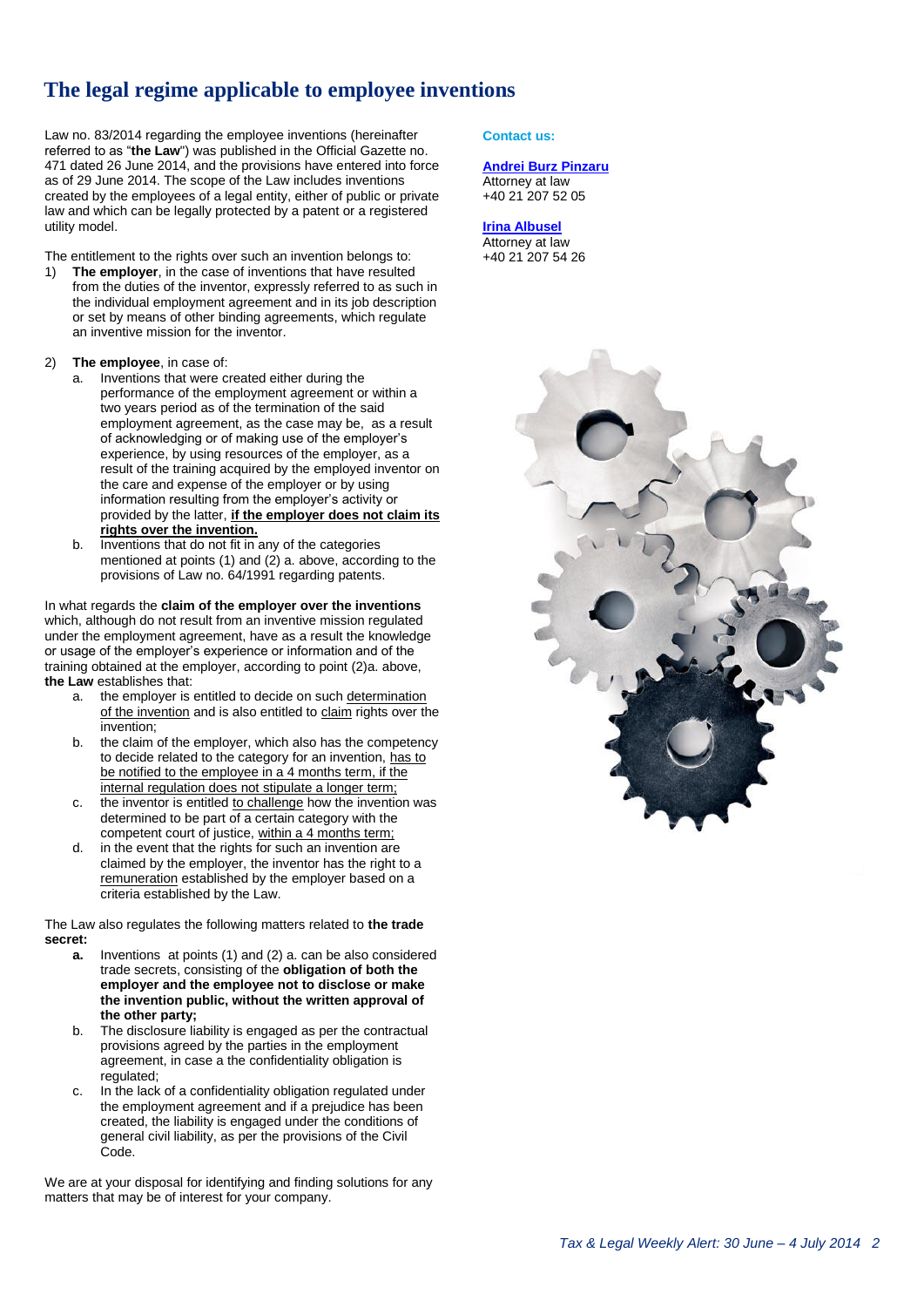# The legal regime applicable to employee inventions

Law no. 83/2014 regarding the employee inventions (hereinafter referred to as "**the Law**") was published in the Official Gazette no. 471 dated 26 June 2014, and the provisions have entered into force as of 29 June 2014. The scope of the Law includes inventions created by the employees of a legal entity, either of public or private law and which can be legally protected by a patent or a registered utility model.

The entitlement to the rights over such an invention belongs to:

1) **The employer**, in the case of inventions that have resulted from the duties of the inventor, expressly referred to as such in the individual employment agreement and in its job description or set by means of other binding agreements, which regulate an inventive mission for the inventor.

2) **The employee**, in case of:
   a. Inventions that were created either during the performance of the employment agreement or within a two years period as of the termination of the said employment agreement, as the case may be, as a result of acknowledging or of making use of the employer's experience, by using resources of the employer, as a result of the training acquired by the employed inventor on the care and expense of the employer or by using information resulting from the employer's activity or provided by the latter, <u>**if the employer does not claim its rights over the invention.**</u>
   b. Inventions that do not fit in any of the categories mentioned at points (1) and (2) a. above, according to the provisions of Law no. 64/1991 regarding patents.

In what regards the **claim of the employer over the inventions** which, although do not result from an inventive mission regulated under the employment agreement, have as a result the knowledge or usage of the employer's experience or information and of the training obtained at the employer, according to point (2)a. above, **the Law** establishes that:

a. the employer is entitled to decide on such <u>determination of the invention</u> and is also entitled to <u>claim</u> rights over the invention;
b. the claim of the employer, which also has the competency to decide related to the category for an invention, <u>has to be notified to the employee in a 4 months term, if the internal regulation does not stipulate a longer term;</u>
c. the inventor is entitled <u>to challenge</u> how the invention was determined to be part of a certain category with the competent court of justice, <u>within a 4 months term;</u>
d. in the event that the rights for such an invention are claimed by the employer, the inventor has the right to a <u>remuneration</u> established by the employer based on a criteria established by the Law.

The Law also regulates the following matters related to **the trade secret:**

**a.** Inventions at points (1) and (2) a. can be also considered trade secrets, consisting of the **obligation of both the employer and the employee not to disclose or make the invention public, without the written approval of the other party;**
b. The disclosure liability is engaged as per the contractual provisions agreed by the parties in the employment agreement, in case a the confidentiality obligation is regulated;
c. In the lack of a confidentiality obligation regulated under the employment agreement and if a prejudice has been created, the liability is engaged under the conditions of general civil liability, as per the provisions of the Civil Code.

We are at your disposal for identifying and finding solutions for any matters that may be of interest for your company.

**Contact us:**

**Andrei Burz Pinzaru**
Attorney at law
+40 21 207 52 05

**Irina Albusel**
Attorney at law
+40 21 207 54 26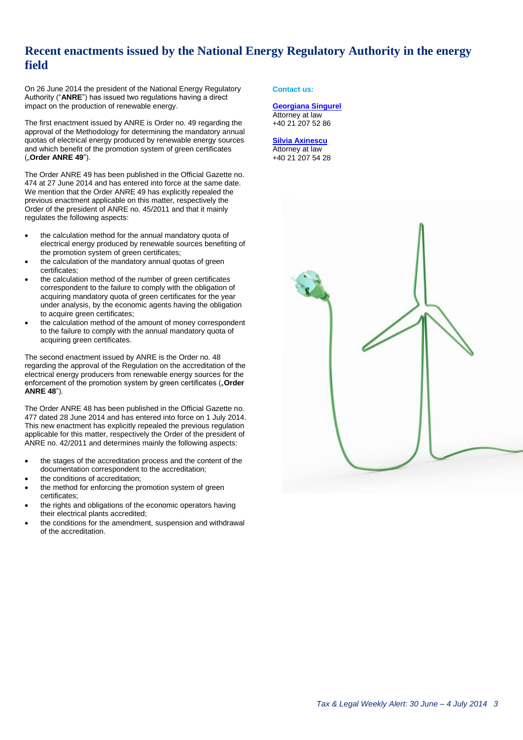# Recent enactments issued by the National Energy Regulatory Authority in the energy field

On 26 June 2014 the president of the National Energy Regulatory Authority ("**ANRE**") has issued two regulations having a direct impact on the production of renewable energy.

The first enactment issued by ANRE is Order no. 49 regarding the approval of the Methodology for determining the mandatory annual quotas of electrical energy produced by renewable energy sources and which benefit of the promotion system of green certificates („**Order ANRE 49**").

The Order ANRE 49 has been published in the Official Gazette no. 474 at 27 June 2014 and has entered into force at the same date. We mention that the Order ANRE 49 has explicitly repealed the previous enactment applicable on this matter, respectively the Order of the president of ANRE no. 45/2011 and that it mainly regulates the following aspects:

- the calculation method for the annual mandatory quota of electrical energy produced by renewable sources benefiting of the promotion system of green certificates;
- the calculation of the mandatory annual quotas of green certificates;
- the calculation method of the number of green certificates correspondent to the failure to comply with the obligation of acquiring mandatory quota of green certificates for the year under analysis, by the economic agents having the obligation to acquire green certificates;
- the calculation method of the amount of money correspondent to the failure to comply with the annual mandatory quota of acquiring green certificates.

The second enactment issued by ANRE is the Order no. 48 regarding the approval of the Regulation on the accreditation of the electrical energy producers from renewable energy sources for the enforcement of the promotion system by green certificates („**Order ANRE 48**").

The Order ANRE 48 has been published in the Official Gazette no. 477 dated 28 June 2014 and has entered into force on 1 July 2014. This new enactment has explicitly repealed the previous regulation applicable for this matter, respectively the Order of the president of ANRE no. 42/2011 and determines mainly the following aspects:

- the stages of the accreditation process and the content of the documentation correspondent to the accreditation;
- the conditions of accreditation;
- the method for enforcing the promotion system of green certificates;
- the rights and obligations of the economic operators having their electrical plants accredited;
- the conditions for the amendment, suspension and withdrawal of the accreditation.

**Contact us:**

**Georgiana Singurel**
Attorney at law
+40 21 207 52 86

**Silvia Axinescu**
Attorney at law
+40 21 207 54 28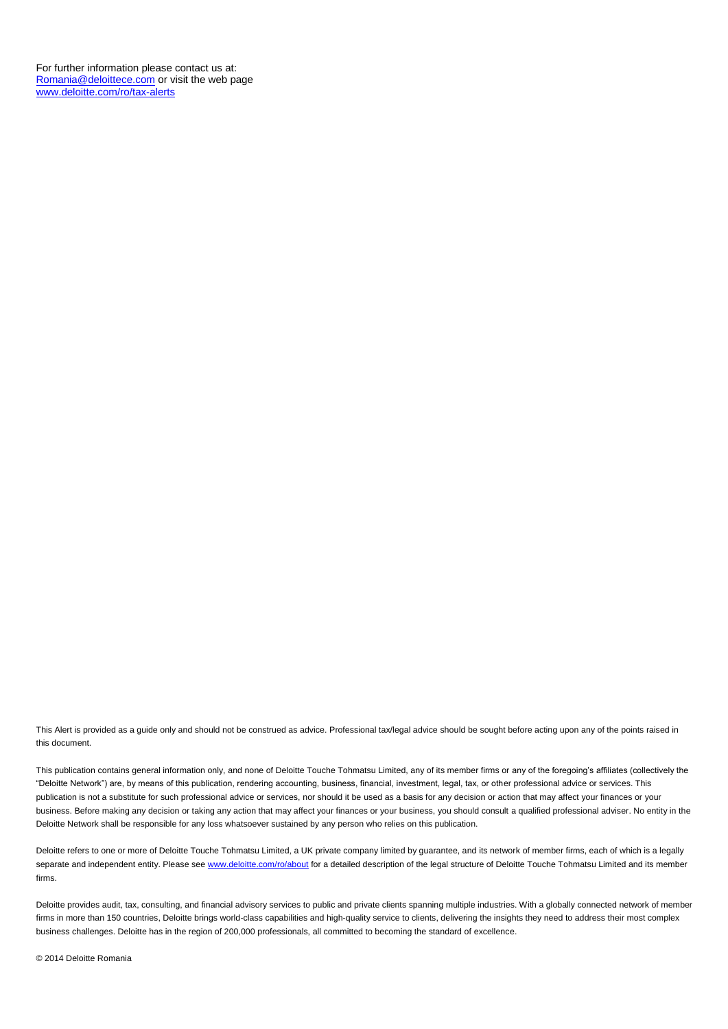For further information please contact us at:
[Romania@deloittece.com](mailto:Romania@deloittece.com) or visit the web page
[www.deloitte.com/ro/tax-alerts](http://www.deloitte.com/ro/tax-alerts)

This Alert is provided as a guide only and should not be construed as advice. Professional tax/legal advice should be sought before acting upon any of the points raised in this document.

This publication contains general information only, and none of Deloitte Touche Tohmatsu Limited, any of its member firms or any of the foregoing's affiliates (collectively the "Deloitte Network") are, by means of this publication, rendering accounting, business, financial, investment, legal, tax, or other professional advice or services. This publication is not a substitute for such professional advice or services, nor should it be used as a basis for any decision or action that may affect your finances or your business. Before making any decision or taking any action that may affect your finances or your business, you should consult a qualified professional adviser. No entity in the Deloitte Network shall be responsible for any loss whatsoever sustained by any person who relies on this publication.

Deloitte refers to one or more of Deloitte Touche Tohmatsu Limited, a UK private company limited by guarantee, and its network of member firms, each of which is a legally separate and independent entity. Please see [www.deloitte.com/ro/about](http://www.deloitte.com/ro/about) for a detailed description of the legal structure of Deloitte Touche Tohmatsu Limited and its member firms.

Deloitte provides audit, tax, consulting, and financial advisory services to public and private clients spanning multiple industries. With a globally connected network of member firms in more than 150 countries, Deloitte brings world-class capabilities and high-quality service to clients, delivering the insights they need to address their most complex business challenges. Deloitte has in the region of 200,000 professionals, all committed to becoming the standard of excellence.

© 2014 Deloitte Romania